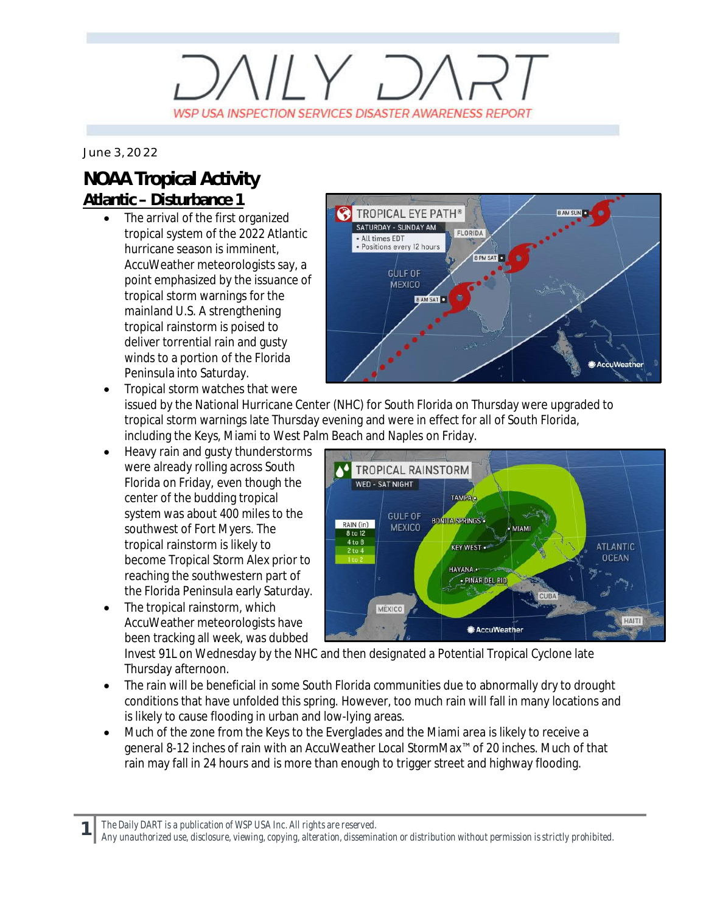# DAILY DART

WSP USA INSPECTION SERVICES DISASTER AWARENESS REPORT

June 3, 2022

## NOAA Tropical Activity

### Atlantic – Disturbance 1

- The arrival of the first organized tropical system of the 2022 Atlantic hurricane season is imminent, AccuWeather meteorologists say, a point emphasized by the issuance of tropical storm warnings for the mainland U.S. A strengthening tropical rainstorm is poised to deliver torrential rain and gusty winds to a portion of the Florida Peninsula into Saturday.
- Tropical storm watches that were issued by the National Hurricane Center (NHC) for South Florida on Thursday were upgraded to tropical storm warnings late Thursday evening and were in effect for all of South Florida, including the Keys, Miami to West Palm Beach and Naples on Friday.
- Heavy rain and gusty thunderstorms were already rolling across South Florida on Friday, even though the center of the budding tropical system was about 400 miles to the southwest of Fort Myers. The tropical rainstorm is likely to become Tropical Storm Alex prior to reaching the southwestern part of the Florida Peninsula early Saturday.
- The tropical rainstorm, which AccuWeather meteorologists have been tracking all week, was dubbed Invest 91L on Wednesday by the NHC and then designated a Potential Tropical Cyclone late Thursday afternoon.
- The rain will be beneficial in some South Florida communities due to abnormally dry to drought conditions that have unfolded this spring. However, too much rain will fall in many locations and is likely to cause flooding in urban and low-lying areas.
- Much of the zone from the Keys to the Everglades and the Miami area is likely to receive a general 8-12 inches of rain with an AccuWeather Local StormMax™ of 20 inches. Much of that rain may fall in 24 hours and is more than enough to trigger street and highway flooding.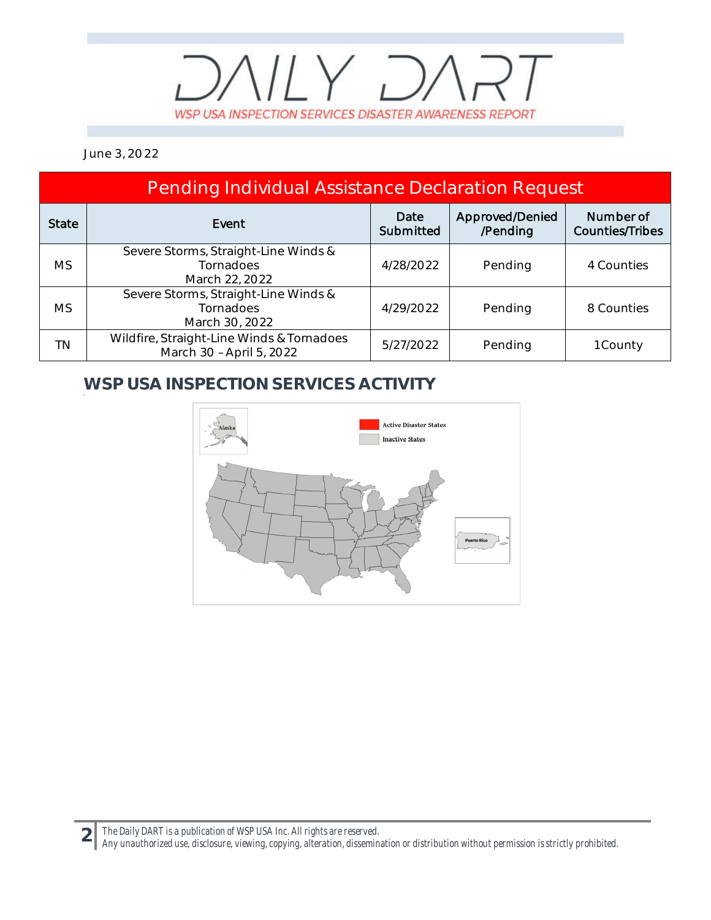# DAILY DART

WSP USA INSPECTION SERVICES DISASTER AWARENESS REPORT

June 3, 2022

## Pending Individual Assistance Declaration Request

| State | Event | Date Submitted | Approved/Denied /Pending | Number of Counties/Tribes |
|---|---|---|---|---|
| MS | Severe Storms, Straight-Line Winds & Tornadoes March 22, 2022 | 4/28/2022 | Pending | 4 Counties |
| MS | Severe Storms, Straight-Line Winds & Tornadoes March 30, 2022 | 4/29/2022 | Pending | 8 Counties |
| TN | Wildfire, Straight-Line Winds & Tornadoes March 30 – April 5, 2022 | 5/27/2022 | Pending | 1County |

## WSP USA INSPECTION SERVICES ACTIVITY

Alaska

Active Disaster States

Inactive States

Puerto Rico

The Daily DART is a publication of WSP USA Inc. All rights are reserved.
Any unauthorized use, disclosure, viewing, copying, alteration, dissemination or distribution without permission is strictly prohibited.